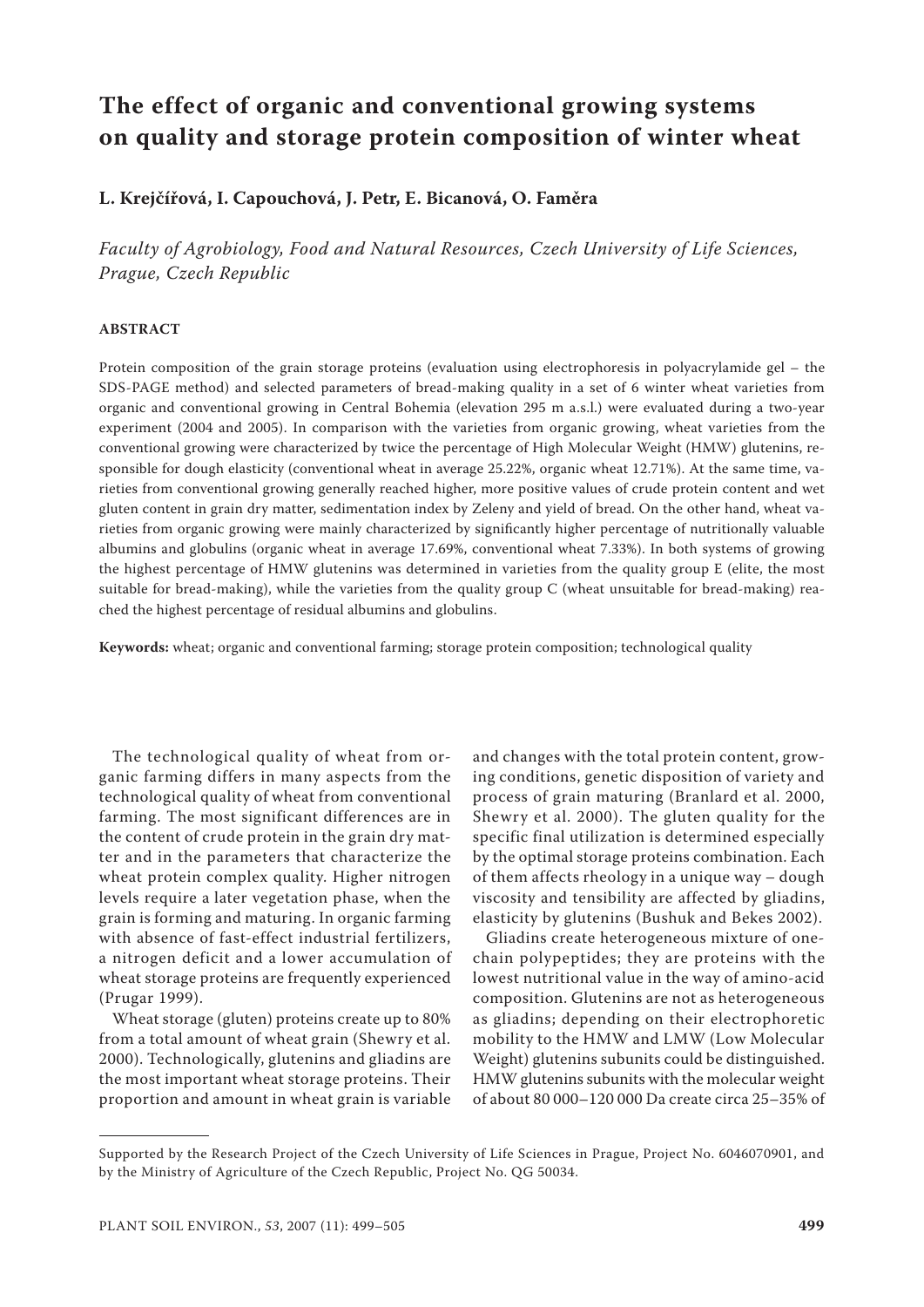# The effect of organic and conventional growing systems on quality and storage protein composition of winter wheat

**L. Krejčířová, I. Capouchová, J. Petr, E. Bicanová, O. Faměra**

*Faculty of Agrobiology, Food and Natural Resources, Czech University of Life Sciences, Prague, Czech Republic*

## ABSTRACT

Protein composition of the grain storage proteins (evaluation using electrophoresis in polyacrylamide gel – the SDS-PAGE method) and selected parameters of bread-making quality in a set of 6 winter wheat varieties from organic and conventional growing in Central Bohemia (elevation 295 m a.s.l.) were evaluated during a two-year experiment (2004 and 2005). In comparison with the varieties from organic growing, wheat varieties from the conventional growing were characterized by twice the percentage of High Molecular Weight (HMW) glutenins, responsible for dough elasticity (conventional wheat in average 25.22%, organic wheat 12.71%). At the same time, varieties from conventional growing generally reached higher, more positive values of crude protein content and wet gluten content in grain dry matter, sedimentation index by Zeleny and yield of bread. On the other hand, wheat varieties from organic growing were mainly characterized by significantly higher percentage of nutritionally valuable albumins and globulins (organic wheat in average 17.69%, conventional wheat 7.33%). In both systems of growing the highest percentage of HMW glutenins was determined in varieties from the quality group E (elite, the most suitable for bread-making), while the varieties from the quality group C (wheat unsuitable for bread-making) reached the highest percentage of residual albumins and globulins.

**Keywords:** wheat; organic and conventional farming; storage protein composition; technological quality

The technological quality of wheat from organic farming differs in many aspects from the technological quality of wheat from conventional farming. The most significant differences are in the content of crude protein in the grain dry matter and in the parameters that characterize the wheat protein complex quality. Higher nitrogen levels require a later vegetation phase, when the grain is forming and maturing. In organic farming with absence of fast-effect industrial fertilizers, a nitrogen deficit and a lower accumulation of wheat storage proteins are frequently experienced (Prugar 1999).

Wheat storage (gluten) proteins create up to 80% from a total amount of wheat grain (Shewry et al. 2000). Technologically, glutenins and gliadins are the most important wheat storage proteins. Their proportion and amount in wheat grain is variable and changes with the total protein content, growing conditions, genetic disposition of variety and process of grain maturing (Branlard et al. 2000, Shewry et al. 2000). The gluten quality for the specific final utilization is determined especially by the optimal storage proteins combination. Each of them affects rheology in a unique way – dough viscosity and tensibility are affected by gliadins, elasticity by glutenins (Bushuk and Bekes 2002).

Gliadins create heterogeneous mixture of one-chain polypeptides; they are proteins with the lowest nutritional value in the way of amino-acid composition. Glutenins are not as heterogeneous as gliadins; depending on their electrophoretic mobility to the HMW and LMW (Low Molecular Weight) glutenins subunits could be distinguished. HMW glutenins subunits with the molecular weight of about 80 000–120 000 Da create circa 25–35% of

Supported by the Research Project of the Czech University of Life Sciences in Prague, Project No. 6046070901, and by the Ministry of Agriculture of the Czech Republic, Project No. QG 50034.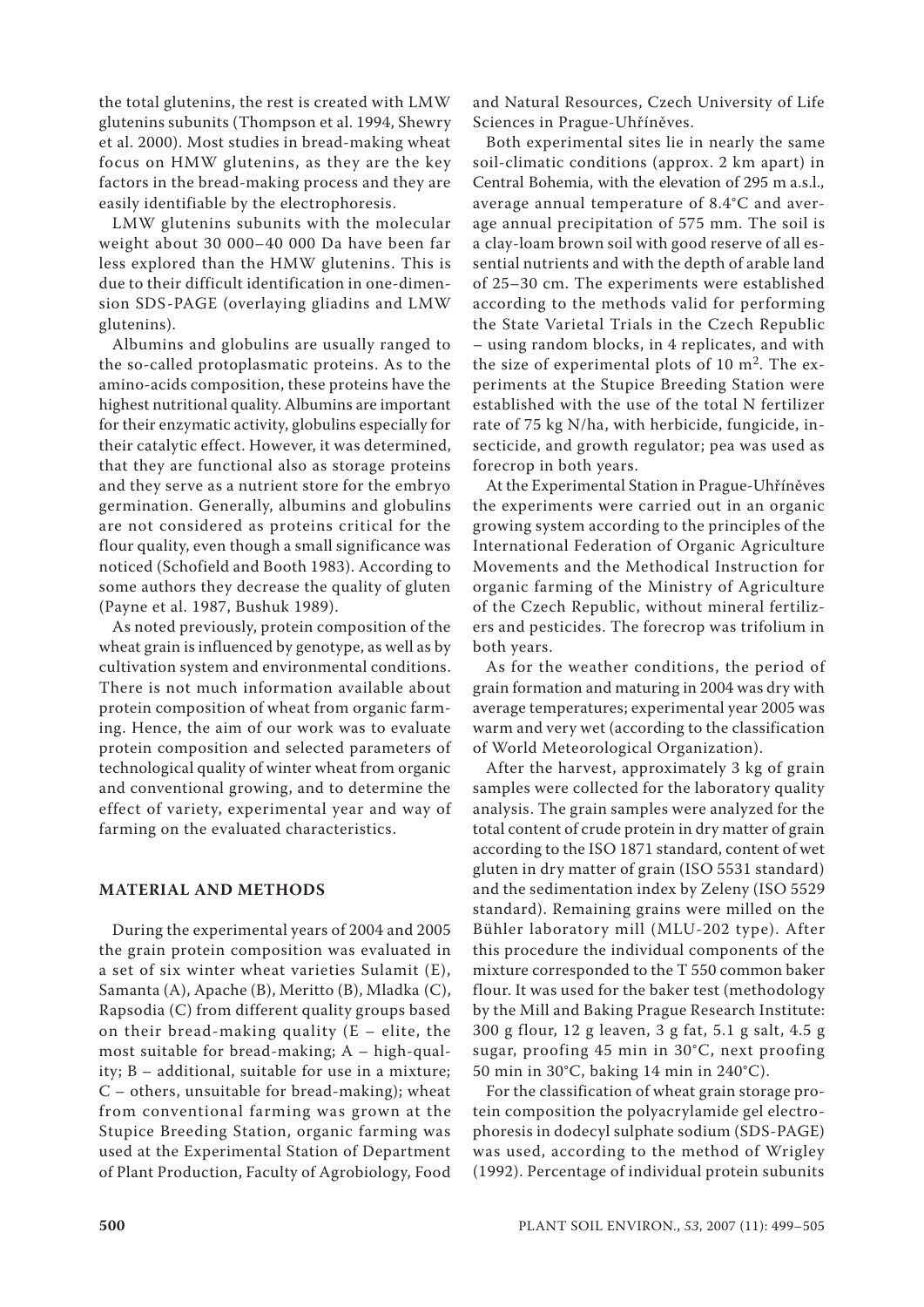the total glutenins, the rest is created with LMW glutenins subunits (Thompson et al. 1994, Shewry et al. 2000). Most studies in bread-making wheat focus on HMW glutenins, as they are the key factors in the bread-making process and they are easily identifiable by the electrophoresis.

LMW glutenins subunits with the molecular weight about 30 000–40 000 Da have been far less explored than the HMW glutenins. This is due to their difficult identification in one-dimension SDS-PAGE (overlaying gliadins and LMW glutenins).

Albumins and globulins are usually ranged to the so-called protoplasmatic proteins. As to the amino-acids composition, these proteins have the highest nutritional quality. Albumins are important for their enzymatic activity, globulins especially for their catalytic effect. However, it was determined, that they are functional also as storage proteins and they serve as a nutrient store for the embryo germination. Generally, albumins and globulins are not considered as proteins critical for the flour quality, even though a small significance was noticed (Schofield and Booth 1983). According to some authors they decrease the quality of gluten (Payne et al. 1987, Bushuk 1989).

As noted previously, protein composition of the wheat grain is influenced by genotype, as well as by cultivation system and environmental conditions. There is not much information available about protein composition of wheat from organic farming. Hence, the aim of our work was to evaluate protein composition and selected parameters of technological quality of winter wheat from organic and conventional growing, and to determine the effect of variety, experimental year and way of farming on the evaluated characteristics.

## MATERIAL AND METHODS

During the experimental years of 2004 and 2005 the grain protein composition was evaluated in a set of six winter wheat varieties Sulamit (E), Samanta (A), Apache (B), Meritto (B), Mladka (C), Rapsodia (C) from different quality groups based on their bread-making quality (E – elite, the most suitable for bread-making; A – high-quality; B – additional, suitable for use in a mixture; C – others, unsuitable for bread-making); wheat from conventional farming was grown at the Stupice Breeding Station, organic farming was used at the Experimental Station of Department of Plant Production, Faculty of Agrobiology, Food and Natural Resources, Czech University of Life Sciences in Prague-Uhříněves.

Both experimental sites lie in nearly the same soil-climatic conditions (approx. 2 km apart) in Central Bohemia, with the elevation of 295 m a.s.l., average annual temperature of 8.4°C and average annual precipitation of 575 mm. The soil is a clay-loam brown soil with good reserve of all essential nutrients and with the depth of arable land of 25–30 cm. The experiments were established according to the methods valid for performing the State Varietal Trials in the Czech Republic – using random blocks, in 4 replicates, and with the size of experimental plots of 10 $m^2$. The experiments at the Stupice Breeding Station were established with the use of the total N fertilizer rate of 75 kg N/ha, with herbicide, fungicide, insecticide, and growth regulator; pea was used as forecrop in both years.

At the Experimental Station in Prague-Uhříněves the experiments were carried out in an organic growing system according to the principles of the International Federation of Organic Agriculture Movements and the Methodical Instruction for organic farming of the Ministry of Agriculture of the Czech Republic, without mineral fertilizers and pesticides. The forecrop was trifolium in both years.

As for the weather conditions, the period of grain formation and maturing in 2004 was dry with average temperatures; experimental year 2005 was warm and very wet (according to the classification of World Meteorological Organization).

After the harvest, approximately 3 kg of grain samples were collected for the laboratory quality analysis. The grain samples were analyzed for the total content of crude protein in dry matter of grain according to the ISO 1871 standard, content of wet gluten in dry matter of grain (ISO 5531 standard) and the sedimentation index by Zeleny (ISO 5529 standard). Remaining grains were milled on the Bühler laboratory mill (MLU-202 type). After this procedure the individual components of the mixture corresponded to the T 550 common baker flour. It was used for the baker test (methodology by the Mill and Baking Prague Research Institute: 300 g flour, 12 g leaven, 3 g fat, 5.1 g salt, 4.5 g sugar, proofing 45 min in 30°C, next proofing 50 min in 30°C, baking 14 min in 240°C).

For the classification of wheat grain storage protein composition the polyacrylamide gel electrophoresis in dodecyl sulphate sodium (SDS-PAGE) was used, according to the method of Wrigley (1992). Percentage of individual protein subunits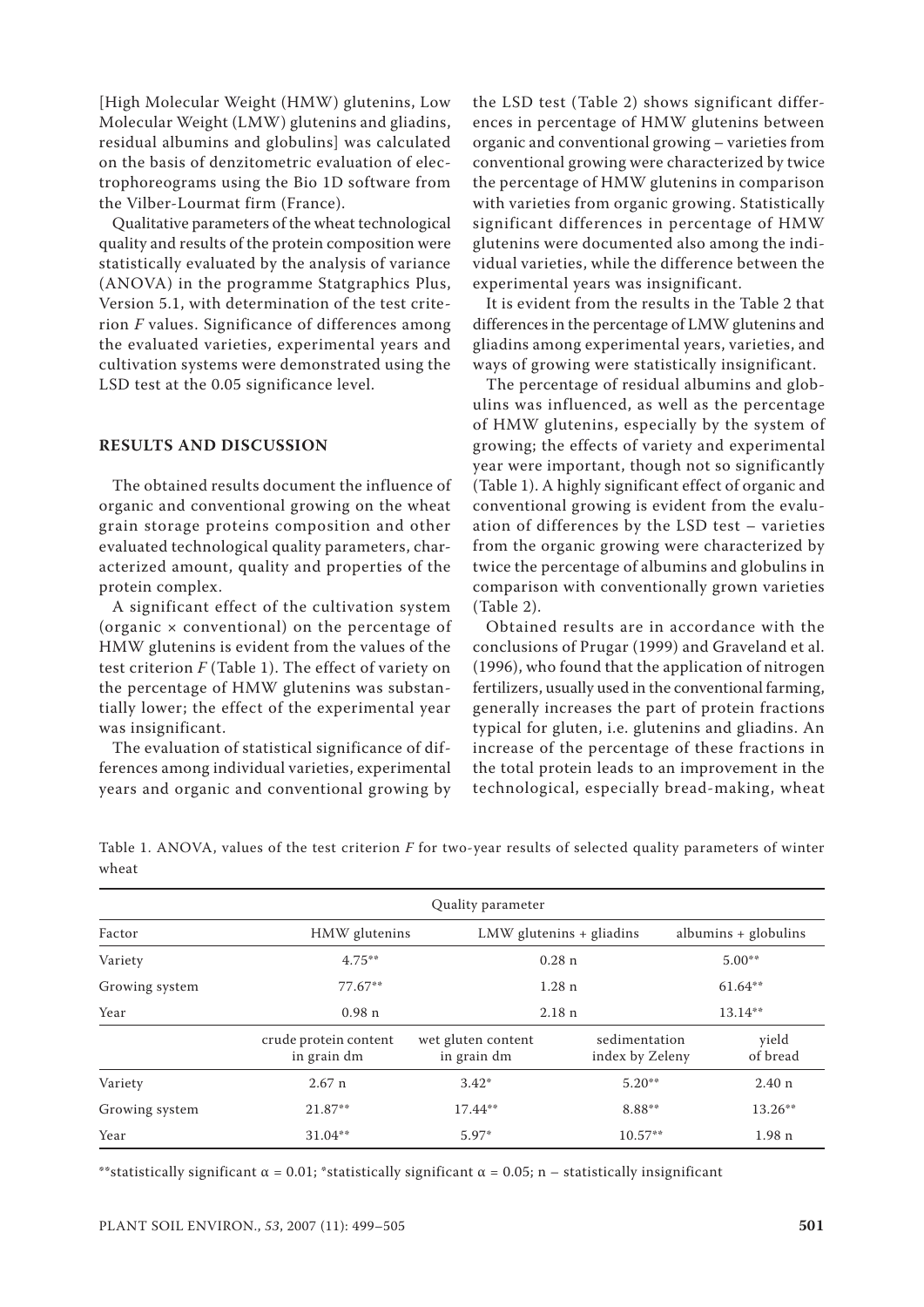[High Molecular Weight (HMW) glutenins, Low Molecular Weight (LMW) glutenins and gliadins, residual albumins and globulins] was calculated on the basis of denzitometric evaluation of electrophoreograms using the Bio 1D software from the Vilber-Lourmat firm (France).

Qualitative parameters of the wheat technological quality and results of the protein composition were statistically evaluated by the analysis of variance (ANOVA) in the programme Statgraphics Plus, Version 5.1, with determination of the test criterion *F* values. Significance of differences among the evaluated varieties, experimental years and cultivation systems were demonstrated using the LSD test at the 0.05 significance level.

## RESULTS AND DISCUSSION

The obtained results document the influence of organic and conventional growing on the wheat grain storage proteins composition and other evaluated technological quality parameters, characterized amount, quality and properties of the protein complex.

A significant effect of the cultivation system (organic × conventional) on the percentage of HMW glutenins is evident from the values of the test criterion *F* (Table 1). The effect of variety on the percentage of HMW glutenins was substantially lower; the effect of the experimental year was insignificant.

The evaluation of statistical significance of differences among individual varieties, experimental years and organic and conventional growing by the LSD test (Table 2) shows significant differences in percentage of HMW glutenins between organic and conventional growing – varieties from conventional growing were characterized by twice the percentage of HMW glutenins in comparison with varieties from organic growing. Statistically significant differences in percentage of HMW glutenins were documented also among the individual varieties, while the difference between the experimental years was insignificant.

It is evident from the results in the Table 2 that differences in the percentage of LMW glutenins and gliadins among experimental years, varieties, and ways of growing were statistically insignificant.

The percentage of residual albumins and globulins was influenced, as well as the percentage of HMW glutenins, especially by the system of growing; the effects of variety and experimental year were important, though not so significantly (Table 1). A highly significant effect of organic and conventional growing is evident from the evaluation of differences by the LSD test – varieties from the organic growing were characterized by twice the percentage of albumins and globulins in comparison with conventionally grown varieties (Table 2).

Obtained results are in accordance with the conclusions of Prugar (1999) and Graveland et al. (1996), who found that the application of nitrogen fertilizers, usually used in the conventional farming, generally increases the part of protein fractions typical for gluten, i.e. glutenins and gliadins. An increase of the percentage of these fractions in the total protein leads to an improvement in the technological, especially bread-making, wheat

Table 1. ANOVA, values of the test criterion *F* for two-year results of selected quality parameters of winter wheat

| | Quality parameter | | | |
|---|---|---|---|---|
| Factor | HMW glutenins | LMW glutenins + gliadins | | albumins + globulins |
| Variety | 4.75** | 0.28 n | | 5.00** |
| Growing system | 77.67** | 1.28 n | | 61.64** |
| Year | 0.98 n | 2.18 n | | 13.14** |
| | crude protein content in grain dm | wet gluten content in grain dm | sedimentation index by Zeleny | yield of bread |
| Variety | 2.67 n | 3.42* | 5.20** | 2.40 n |
| Growing system | 21.87** | 17.44** | 8.88** | 13.26** |
| Year | 31.04** | 5.97* | 10.57** | 1.98 n |

**statistically significant $\alpha = 0.01$; *statistically significant $\alpha = 0.05$; n – statistically insignificant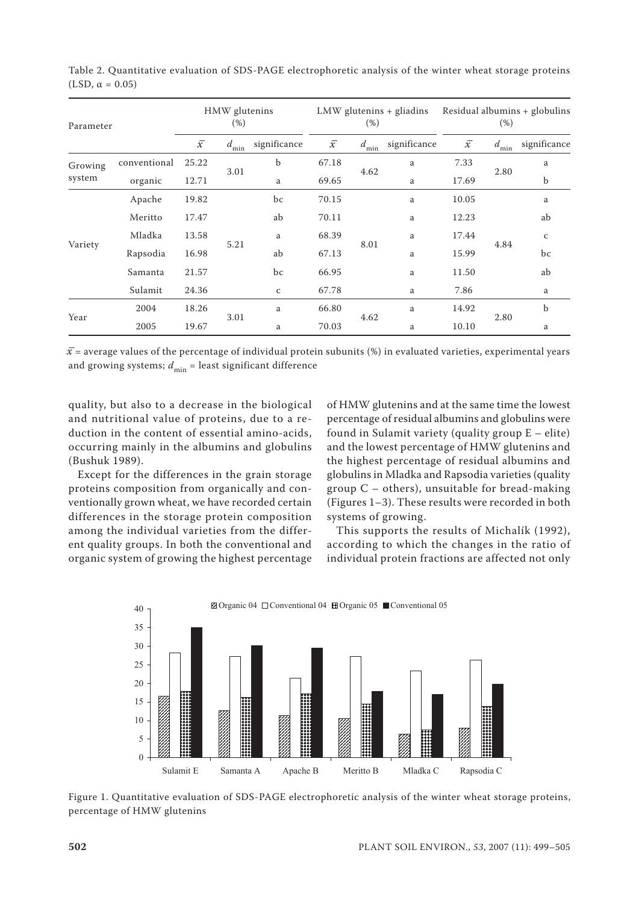Table 2. Quantitative evaluation of SDS-PAGE electrophoretic analysis of the winter wheat storage proteins (LSD, α = 0.05)

| Parameter | | HMW glutenins (%) | | | LMW glutenins + gliadins (%) | | | Residual albumins + globulins (%) | | |
|---|---|---|---|---|---|---|---|---|---|---|
| | | $\bar{x}$ | $d_{min}$ | significance | $\bar{x}$ | $d_{min}$ | significance | $\bar{x}$ | $d_{min}$ | significance |
| Growing system | conventional | 25.22 | 3.01 | b | 67.18 | 4.62 | a | 7.33 | 2.80 | a |
| | organic | 12.71 | | a | 69.65 | | a | 17.69 | | b |
| Variety | Apache | 19.82 | 5.21 | bc | 70.15 | 8.01 | a | 10.05 | 4.84 | a |
| | Meritto | 17.47 | | ab | 70.11 | | a | 12.23 | | ab |
| | Mladka | 13.58 | | a | 68.39 | | a | 17.44 | | c |
| | Rapsodia | 16.98 | | ab | 67.13 | | a | 15.99 | | bc |
| | Samanta | 21.57 | | bc | 66.95 | | a | 11.50 | | ab |
| | Sulamit | 24.36 | | c | 67.78 | | a | 7.86 | | a |
| Year | 2004 | 18.26 | 3.01 | a | 66.80 | 4.62 | a | 14.92 | 2.80 | b |
| | 2005 | 19.67 | | a | 70.03 | | a | 10.10 | | a |

$\bar{x}$ = average values of the percentage of individual protein subunits (%) in evaluated varieties, experimental years and growing systems; $d_{min}$ = least significant difference

quality, but also to a decrease in the biological and nutritional value of proteins, due to a reduction in the content of essential amino-acids, occurring mainly in the albumins and globulins (Bushuk 1989).

Except for the differences in the grain storage proteins composition from organically and conventionally grown wheat, we have recorded certain differences in the storage protein composition among the individual varieties from the different quality groups. In both the conventional and organic system of growing the highest percentage of HMW glutenins and at the same time the lowest percentage of residual albumins and globulins were found in Sulamit variety (quality group E – elite) and the lowest percentage of HMW glutenins and the highest percentage of residual albumins and globulins in Mladka and Rapsodia varieties (quality group C – others), unsuitable for bread-making (Figures 1–3). These results were recorded in both systems of growing.

This supports the results of Michalík (1992), according to which the changes in the ratio of individual protein fractions are affected not only

Figure 1. Quantitative evaluation of SDS-PAGE electrophoretic analysis of the winter wheat storage proteins, percentage of HMW glutenins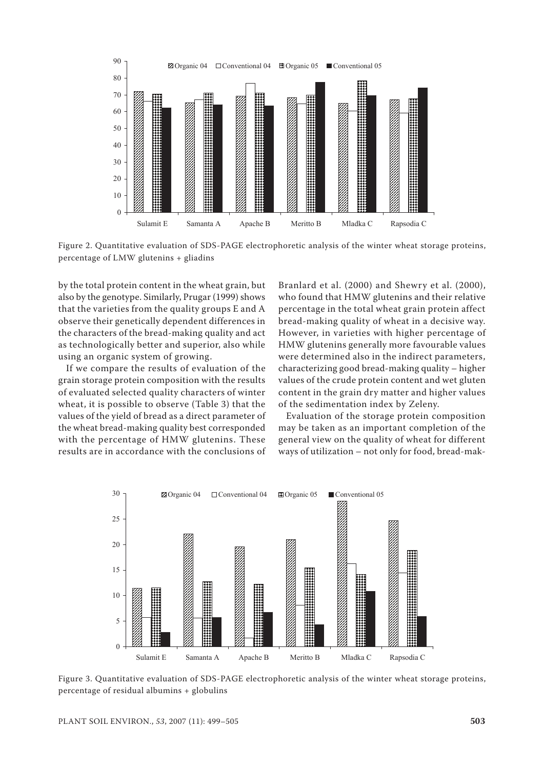Figure 2. Quantitative evaluation of SDS-PAGE electrophoretic analysis of the winter wheat storage proteins, percentage of LMW glutenins + gliadins

by the total protein content in the wheat grain, but also by the genotype. Similarly, Prugar (1999) shows that the varieties from the quality groups E and A observe their genetically dependent differences in the characters of the bread-making quality and act as technologically better and superior, also while using an organic system of growing.

If we compare the results of evaluation of the grain storage protein composition with the results of evaluated selected quality characters of winter wheat, it is possible to observe (Table 3) that the values of the yield of bread as a direct parameter of the wheat bread-making quality best corresponded with the percentage of HMW glutenins. These results are in accordance with the conclusions of Branlard et al. (2000) and Shewry et al. (2000), who found that HMW glutenins and their relative percentage in the total wheat grain protein affect bread-making quality of wheat in a decisive way. However, in varieties with higher percentage of HMW glutenins generally more favourable values were determined also in the indirect parameters, characterizing good bread-making quality – higher values of the crude protein content and wet gluten content in the grain dry matter and higher values of the sedimentation index by Zeleny.

Evaluation of the storage protein composition may be taken as an important completion of the general view on the quality of wheat for different ways of utilization – not only for food, bread-mak-

Figure 3. Quantitative evaluation of SDS-PAGE electrophoretic analysis of the winter wheat storage proteins, percentage of residual albumins + globulins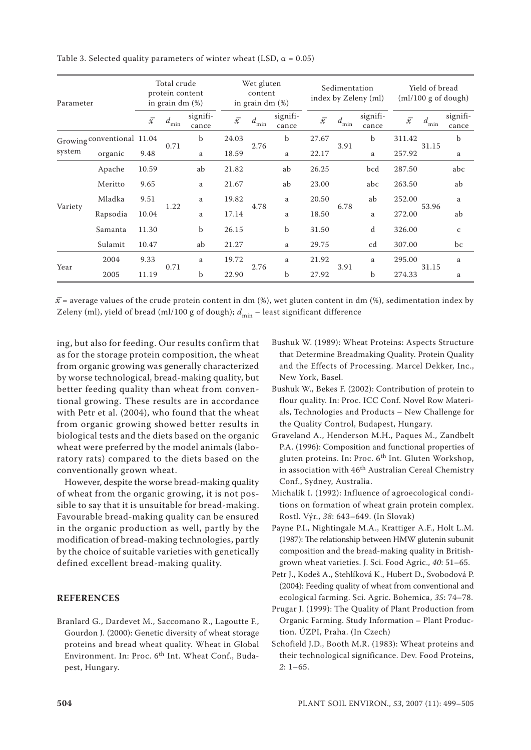Table 3. Selected quality parameters of winter wheat (LSD, α = 0.05)

| Parameter | | Total crude protein content in grain dm (%) | | | Wet gluten content in grain dm (%) | | | Sedimentation index by Zeleny (ml) | | | Yield of bread (ml/100 g of dough) | | |
|---|---|---|---|---|---|---|---|---|---|---|---|---|---|
| | | $\bar{x}$ | $d_{min}$ | significance | $\bar{x}$ | $d_{min}$ | significance | $\bar{x}$ | $d_{min}$ | significance | $\bar{x}$ | $d_{min}$ | significance |
| Growing system | conventional | 11.04 | 0.71 | b | 24.03 | 2.76 | b | 27.67 | 3.91 | b | 311.42 | 31.15 | b |
| | organic | 9.48 | | a | 18.59 | | a | 22.17 | | a | 257.92 | | a |
| Variety | Apache | 10.59 | 1.22 | ab | 21.82 | 4.78 | ab | 26.25 | 6.78 | bcd | 287.50 | 53.96 | abc |
| | Meritto | 9.65 | | a | 21.67 | | ab | 23.00 | | abc | 263.50 | | ab |
| | Mladka | 9.51 | | a | 19.82 | | a | 20.50 | | ab | 252.00 | | a |
| | Rapsodia | 10.04 | | a | 17.14 | | a | 18.50 | | a | 272.00 | | ab |
| | Samanta | 11.30 | | b | 26.15 | | b | 31.50 | | d | 326.00 | | c |
| | Sulamit | 10.47 | | ab | 21.27 | | a | 29.75 | | cd | 307.00 | | bc |
| Year | 2004 | 9.33 | 0.71 | a | 19.72 | 2.76 | a | 21.92 | 3.91 | a | 295.00 | 31.15 | a |
| | 2005 | 11.19 | | b | 22.90 | | b | 27.92 | | b | 274.33 | | a |

$\bar{x}$ = average values of the crude protein content in dm (%), wet gluten content in dm (%), sedimentation index by Zeleny (ml), yield of bread (ml/100 g of dough); $d_{min}$ – least significant difference

ing, but also for feeding. Our results confirm that as for the storage protein composition, the wheat from organic growing was generally characterized by worse technological, bread-making quality, but better feeding quality than wheat from conventional growing. These results are in accordance with Petr et al. (2004), who found that the wheat from organic growing showed better results in biological tests and the diets based on the organic wheat were preferred by the model animals (laboratory rats) compared to the diets based on the conventionally grown wheat.

However, despite the worse bread-making quality of wheat from the organic growing, it is not possible to say that it is unsuitable for bread-making. Favourable bread-making quality can be ensured in the organic production as well, partly by the modification of bread-making technologies, partly by the choice of suitable varieties with genetically defined excellent bread-making quality.

## REFERENCES

Branlard G., Dardevet M., Saccomano R., Lagoutte F., Gourdon J. (2000): Genetic diversity of wheat storage proteins and bread wheat quality. Wheat in Global Environment. In: Proc. 6th Int. Wheat Conf., Budapest, Hungary.

Bushuk W. (1989): Wheat Proteins: Aspects Structure that Determine Breadmaking Quality. Protein Quality and the Effects of Processing. Marcel Dekker, Inc., New York, Basel.

Bushuk W., Bekes F. (2002): Contribution of protein to flour quality. In: Proc. ICC Conf. Novel Row Materials, Technologies and Products – New Challenge for the Quality Control, Budapest, Hungary.

Graveland A., Henderson M.H., Paques M., Zandbelt P.A. (1996): Composition and functional properties of gluten proteins. In: Proc. 6th Int. Gluten Workshop, in association with 46th Australian Cereal Chemistry Conf., Sydney, Australia.

Michalík I. (1992): Influence of agroecological conditions on formation of wheat grain protein complex. Rostl. Výr., *38*: 643–649. (In Slovak)

Payne P.I., Nightingale M.A., Krattiger A.F., Holt L.M. (1987): The relationship between HMW glutenin subunit composition and the bread-making quality in British-grown wheat varieties. J. Sci. Food Agric., *40*: 51–65.

Petr J., Kodeš A., Stehlíková K., Hubert D., Svobodová P. (2004): Feeding quality of wheat from conventional and ecological farming. Sci. Agric. Bohemica, *35*: 74–78.

Prugar J. (1999): The Quality of Plant Production from Organic Farming. Study Information – Plant Production. ÚZPI, Praha. (In Czech)

Schofield J.D., Booth M.R. (1983): Wheat proteins and their technological significance. Dev. Food Proteins, *2*: 1–65.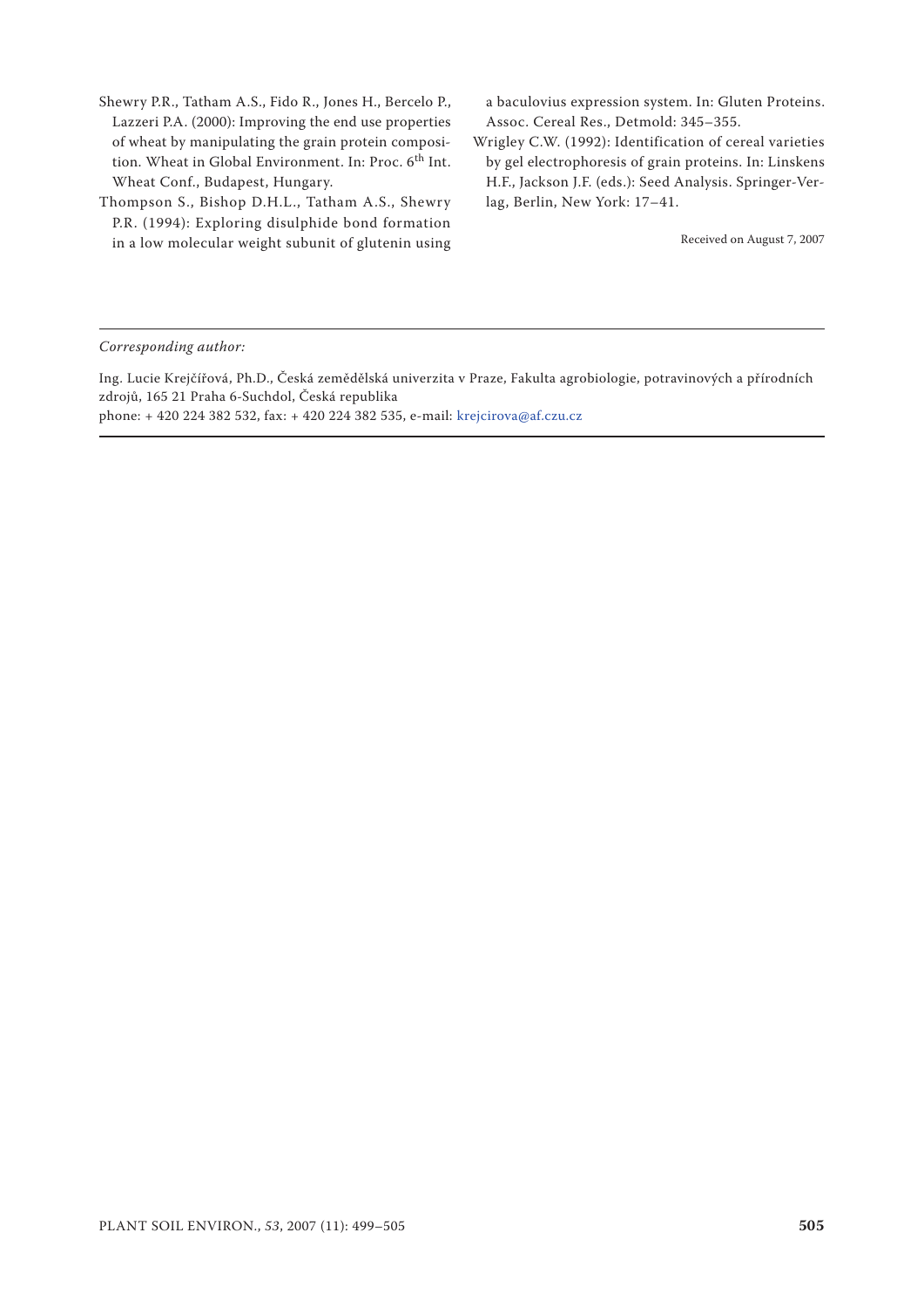Shewry P.R., Tatham A.S., Fido R., Jones H., Bercelo P., Lazzeri P.A. (2000): Improving the end use properties of wheat by manipulating the grain protein composition. Wheat in Global Environment. In: Proc. 6th Int. Wheat Conf., Budapest, Hungary.

Thompson S., Bishop D.H.L., Tatham A.S., Shewry P.R. (1994): Exploring disulphide bond formation in a low molecular weight subunit of glutenin using a baculovius expression system. In: Gluten Proteins. Assoc. Cereal Res., Detmold: 345–355.

Wrigley C.W. (1992): Identification of cereal varieties by gel electrophoresis of grain proteins. In: Linskens H.F., Jackson J.F. (eds.): Seed Analysis. Springer-Verlag, Berlin, New York: 17–41.

Received on August 7, 2007

*Corresponding author:*

Ing. Lucie Krejčířová, Ph.D., Česká zemědělská univerzita v Praze, Fakulta agrobiologie, potravinových a přírodních zdrojů, 165 21 Praha 6-Suchdol, Česká republika
phone: + 420 224 382 532, fax: + 420 224 382 535, e-mail: krejcirova@af.czu.cz